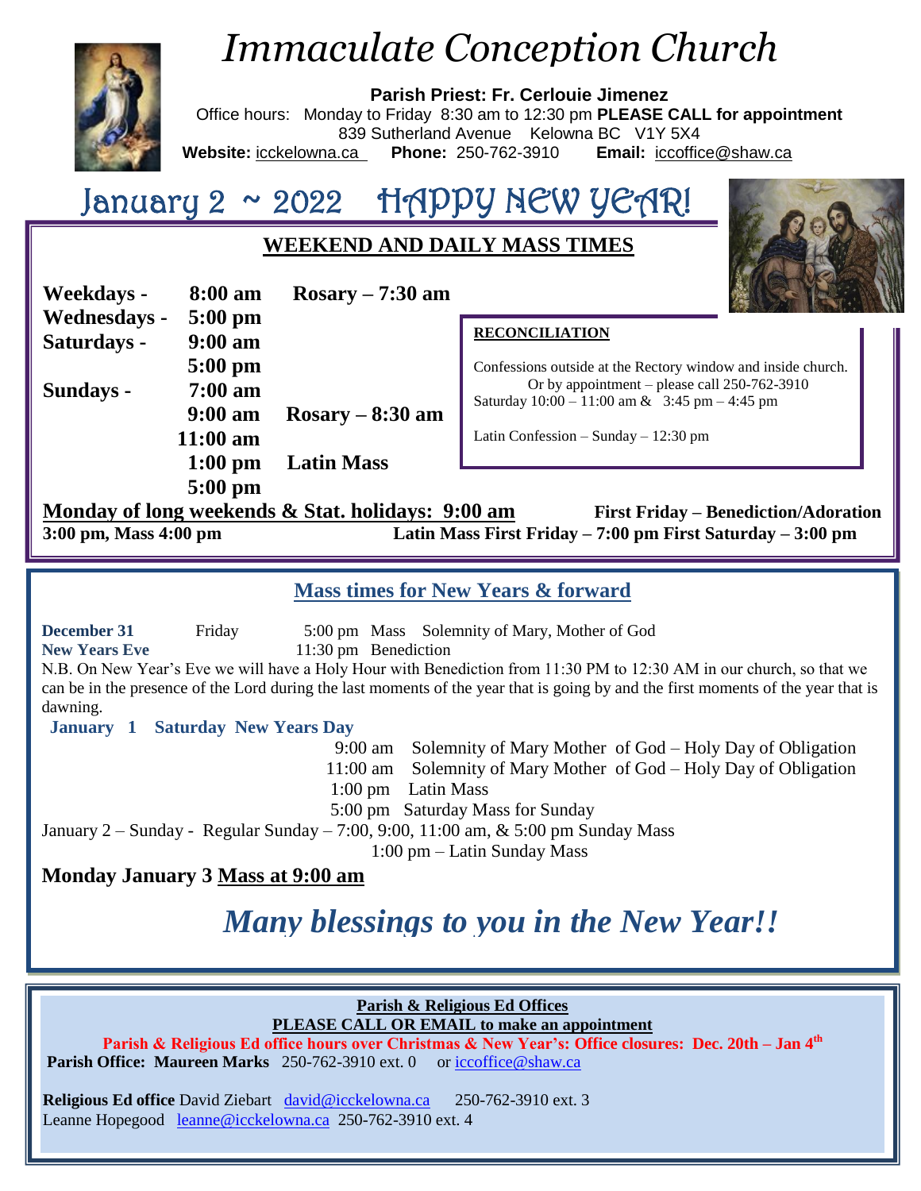# *Immaculate Conception Church*

**Parish Priest: Fr. Cerlouie Jimenez**

Office hours: Monday to Friday 8:30 am to 12:30 pm **PLEASE CALL for appointment**

839 Sutherland Avenue Kelowna BC V1Y 5X4

**Website:** icckelowna.ca **Phone:** 250-762-3910 **Email:** iccoffice@shaw.ca

## January 2 ~ 2022 HAPPY NEW YEAR!

### WEEKEND AND DAILY MASS TIMES

| | | |
|---|---|---|
| **Weekdays -** | **8:00 am** | **Rosary – 7:30 am** |
| **Wednesdays -** | **5:00 pm** | |
| **Saturdays -** | **9:00 am** | |
| | **5:00 pm** | |
| **Sundays -** | **7:00 am** | |
| | **9:00 am** | **Rosary – 8:30 am** |
| | **11:00 am** | |
| | **1:00 pm** | **Latin Mass** |
| | **5:00 pm** | |

**RECONCILIATION**

Confessions outside at the Rectory window and inside church.
Or by appointment – please call 250-762-3910
Saturday 10:00 – 11:00 am & 3:45 pm – 4:45 pm

Latin Confession – Sunday – 12:30 pm

**Monday of long weekends & Stat. holidays: 9:00 am**

**First Friday – Benediction/Adoration 3:00 pm, Mass 4:00 pm**

**Latin Mass First Friday – 7:00 pm First Saturday – 3:00 pm**

### Mass times for New Years & forward

**December 31** Friday 5:00 pm Mass Solemnity of Mary, Mother of God
**New Years Eve** 11:30 pm Benediction

N.B. On New Year's Eve we will have a Holy Hour with Benediction from 11:30 PM to 12:30 AM in our church, so that we can be in the presence of the Lord during the last moments of the year that is going by and the first moments of the year that is dawning.

**January 1 Saturday New Years Day**

9:00 am Solemnity of Mary Mother of God – Holy Day of Obligation
11:00 am Solemnity of Mary Mother of God – Holy Day of Obligation
1:00 pm Latin Mass
5:00 pm Saturday Mass for Sunday

January 2 – Sunday - Regular Sunday – 7:00, 9:00, 11:00 am, & 5:00 pm Sunday Mass
1:00 pm – Latin Sunday Mass

**Monday January 3 Mass at 9:00 am**

## ***Many blessings to you in the New Year!!***

**Parish & Religious Ed Offices**
**PLEASE CALL OR EMAIL to make an appointment**

**Parish & Religious Ed office hours over Christmas & New Year's: Office closures: Dec. 20th – Jan 4th**

**Parish Office: Maureen Marks** 250-762-3910 ext. 0 or iccoffice@shaw.ca

**Religious Ed office** David Ziebart david@icckelowna.ca 250-762-3910 ext. 3
Leanne Hopegood leanne@icckelowna.ca 250-762-3910 ext. 4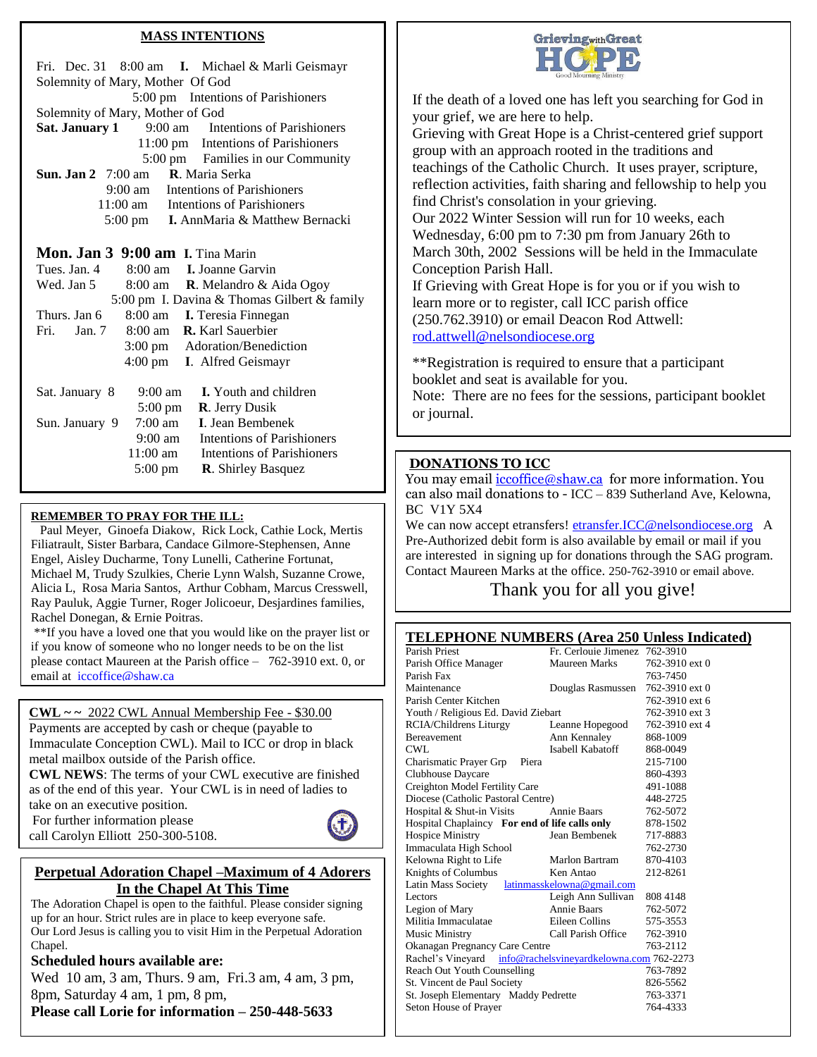## MASS INTENTIONS

Fri. Dec. 31 8:00 am **I.** Michael & Marli Geismayr
Solemnity of Mary, Mother Of God
5:00 pm Intentions of Parishioners
Solemnity of Mary, Mother of God
**Sat. January 1** 9:00 am Intentions of Parishioners
11:00 pm Intentions of Parishioners
5:00 pm Families in our Community
**Sun. Jan 2** 7:00 am **R**. Maria Serka
9:00 am Intentions of Parishioners
11:00 am Intentions of Parishioners
5:00 pm **I.** AnnMaria & Matthew Bernacki

**Mon. Jan 3 9:00 am** **I.** Tina Marin
Tues. Jan. 4 8:00 am **I.** Joanne Garvin
Wed. Jan 5 8:00 am **R**. Melandro & Aida Ogoy
5:00 pm I. Davina & Thomas Gilbert & family
Thurs. Jan 6 8:00 am **I.** Teresia Finnegan
Fri. Jan. 7 8:00 am **R.** Karl Sauerbier
3:00 pm Adoration/Benediction
4:00 pm **I**. Alfred Geismayr

Sat. January 8 9:00 am **I.** Youth and children
5:00 pm **R**. Jerry Dusik
Sun. January 9 7:00 am **I**. Jean Bembenek
9:00 am Intentions of Parishioners
11:00 am Intentions of Parishioners
5:00 pm **R**. Shirley Basquez

### REMEMBER TO PRAY FOR THE ILL:

Paul Meyer, Ginoefa Diakow, Rick Lock, Cathie Lock, Mertis Filiatrault, Sister Barbara, Candace Gilmore-Stephensen, Anne Engel, Aisley Ducharme, Tony Lunelli, Catherine Fortunat, Michael M, Trudy Szulkies, Cherie Lynn Walsh, Suzanne Crowe, Alicia L, Rosa Maria Santos, Arthur Cobham, Marcus Cresswell, Ray Pauluk, Aggie Turner, Roger Jolicoeur, Desjardines families, Rachel Donegan, & Ernie Poitras.

**If you have a loved one that you would like on the prayer list or if you know of someone who no longer needs to be on the list please contact Maureen at the Parish office – 762-3910 ext. 0, or email at iccoffice@shaw.ca

**CWL ~ ~** 2022 CWL Annual Membership Fee - $30.00
Payments are accepted by cash or cheque (payable to Immaculate Conception CWL). Mail to ICC or drop in black metal mailbox outside of the Parish office.
**CWL NEWS**: The terms of your CWL executive are finished as of the end of this year. Your CWL is in need of ladies to take on an executive position.
For further information please call Carolyn Elliott 250-300-5108.

### Perpetual Adoration Chapel –Maximum of 4 Adorers In the Chapel At This Time

The Adoration Chapel is open to the faithful. Please consider signing up for an hour. Strict rules are in place to keep everyone safe.
Our Lord Jesus is calling you to visit Him in the Perpetual Adoration Chapel.

**Scheduled hours available are:**
Wed 10 am, 3 am, Thurs. 9 am, Fri.3 am, 4 am, 3 pm, 8pm, Saturday 4 am, 1 pm, 8 pm,
**Please call Lorie for information – 250-448-5633**

Grieving with Great HOPE
Good Mourning Ministry

If the death of a loved one has left you searching for God in your grief, we are here to help.
Grieving with Great Hope is a Christ-centered grief support group with an approach rooted in the traditions and teachings of the Catholic Church. It uses prayer, scripture, reflection activities, faith sharing and fellowship to help you find Christ's consolation in your grieving.
Our 2022 Winter Session will run for 10 weeks, each Wednesday, 6:00 pm to 7:30 pm from January 26th to March 30th, 2002 Sessions will be held in the Immaculate Conception Parish Hall.
If Grieving with Great Hope is for you or if you wish to learn more or to register, call ICC parish office (250.762.3910) or email Deacon Rod Attwell: rod.attwell@nelsondiocese.org

**Registration is required to ensure that a participant booklet and seat is available for you.
Note: There are no fees for the sessions, participant booklet or journal.

### DONATIONS TO ICC

You may email iccoffice@shaw.ca for more information. You can also mail donations to - ICC – 839 Sutherland Ave, Kelowna, BC V1Y 5X4
We can now accept etransfers! etransfer.ICC@nelsondiocese.org A Pre-Authorized debit form is also available by email or mail if you are interested in signing up for donations through the SAG program. Contact Maureen Marks at the office. 250-762-3910 or email above.

Thank you for all you give!

### TELEPHONE NUMBERS (Area 250 Unless Indicated)

| | | |
|---|---|---|
| Parish Priest | Fr. Cerlouie Jimenez | 762-3910 |
| Parish Office Manager | Maureen Marks | 762-3910 ext 0 |
| Parish Fax | | 763-7450 |
| Maintenance | Douglas Rasmussen | 762-3910 ext 0 |
| Parish Center Kitchen | | 762-3910 ext 6 |
| Youth / Religious Ed. David Ziebart | | 762-3910 ext 3 |
| RCIA/Childrens Liturgy | Leanne Hopegood | 762-3910 ext 4 |
| Bereavement | Ann Kennaley | 868-1009 |
| CWL | Isabell Kabatoff | 868-0049 |
| Charismatic Prayer Grp | Piera | 215-7100 |
| Clubhouse Daycare | | 860-4393 |
| Creighton Model Fertility Care | | 491-1088 |
| Diocese (Catholic Pastoral Centre) | | 448-2725 |
| Hospital & Shut-in Visits | Annie Baars | 762-5072 |
| Hospital Chaplaincy **For end of life calls only** | | 878-1502 |
| Hospice Ministry | Jean Bembenek | 717-8883 |
| Immaculata High School | | 762-2730 |
| Kelowna Right to Life | Marlon Bartram | 870-4103 |
| Knights of Columbus | Ken Antao | 212-8261 |
| Latin Mass Society | latinmasskelowna@gmail.com | |
| Lectors | Leigh Ann Sullivan | 808 4148 |
| Legion of Mary | Annie Baars | 762-5072 |
| Militia Immaculatae | Eileen Collins | 575-3553 |
| Music Ministry | Call Parish Office | 762-3910 |
| Okanagan Pregnancy Care Centre | | 763-2112 |
| Rachel's Vineyard | info@rachelsvineyardkelowna.com | 762-2273 |
| Reach Out Youth Counselling | | 763-7892 |
| St. Vincent de Paul Society | | 826-5562 |
| St. Joseph Elementary | Maddy Pedrette | 763-3371 |
| Seton House of Prayer | | 764-4333 |